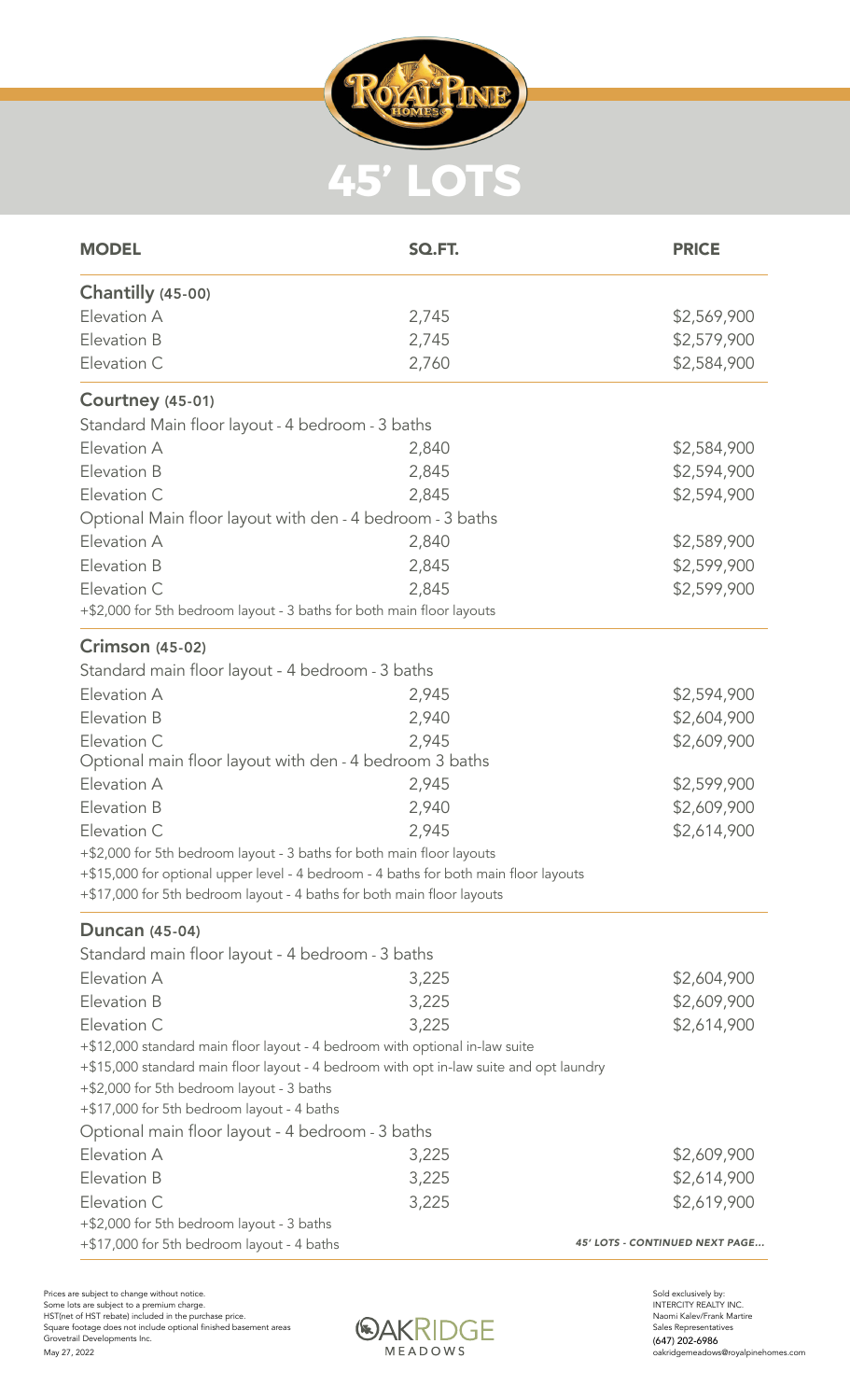# 45' LOTS

| MODEL | SQ.FT. | PRICE |
|---|---|---|
| **Chantilly (45-00)** | | |
| Elevation A | 2,745 | $2,569,900 |
| Elevation B | 2,745 | $2,579,900 |
| Elevation C | 2,760 | $2,584,900 |
| **Courtney (45-01)** | | |
| Standard Main floor layout - 4 bedroom - 3 baths | | |
| Elevation A | 2,840 | $2,584,900 |
| Elevation B | 2,845 | $2,594,900 |
| Elevation C | 2,845 | $2,594,900 |
| Optional Main floor layout with den - 4 bedroom - 3 baths | | |
| Elevation A | 2,840 | $2,589,900 |
| Elevation B | 2,845 | $2,599,900 |
| Elevation C | 2,845 | $2,599,900 |
| +$2,000 for 5th bedroom layout - 3 baths for both main floor layouts | | |
| **Crimson (45-02)** | | |
| Standard main floor layout - 4 bedroom - 3 baths | | |
| Elevation A | 2,945 | $2,594,900 |
| Elevation B | 2,940 | $2,604,900 |
| Elevation C | 2,945 | $2,609,900 |
| Optional main floor layout with den - 4 bedroom 3 baths | | |
| Elevation A | 2,945 | $2,599,900 |
| Elevation B | 2,940 | $2,609,900 |
| Elevation C | 2,945 | $2,614,900 |
| +$2,000 for 5th bedroom layout - 3 baths for both main floor layouts | | |
| +$15,000 for optional upper level - 4 bedroom - 4 baths for both main floor layouts | | |
| +$17,000 for 5th bedroom layout - 4 baths for both main floor layouts | | |
| **Duncan (45-04)** | | |
| Standard main floor layout - 4 bedroom - 3 baths | | |
| Elevation A | 3,225 | $2,604,900 |
| Elevation B | 3,225 | $2,609,900 |
| Elevation C | 3,225 | $2,614,900 |
| +$12,000 standard main floor layout - 4 bedroom with optional in-law suite | | |
| +$15,000 standard main floor layout - 4 bedroom with opt in-law suite and opt laundry | | |
| +$2,000 for 5th bedroom layout - 3 baths | | |
| +$17,000 for 5th bedroom layout - 4 baths | | |
| Optional main floor layout - 4 bedroom - 3 baths | | |
| Elevation A | 3,225 | $2,609,900 |
| Elevation B | 3,225 | $2,614,900 |
| Elevation C | 3,225 | $2,619,900 |
| +$2,000 for 5th bedroom layout - 3 baths | | |
| +$17,000 for 5th bedroom layout - 4 baths | | |

*45' LOTS - CONTINUED NEXT PAGE...*

Prices are subject to change without notice.
Some lots are subject to a premium charge.
HST(net of HST rebate) included in the purchase price.
Square footage does not include optional finished basement areas
Grovetrail Developments Inc.
May 27, 2022

OAKRIDGE MEADOWS

Sold exclusively by:
INTERCITY REALTY INC.
Naomi Kalev/Frank Martire
Sales Representatives
(647) 202-6986
oakridgemeadows@royalpinehomes.com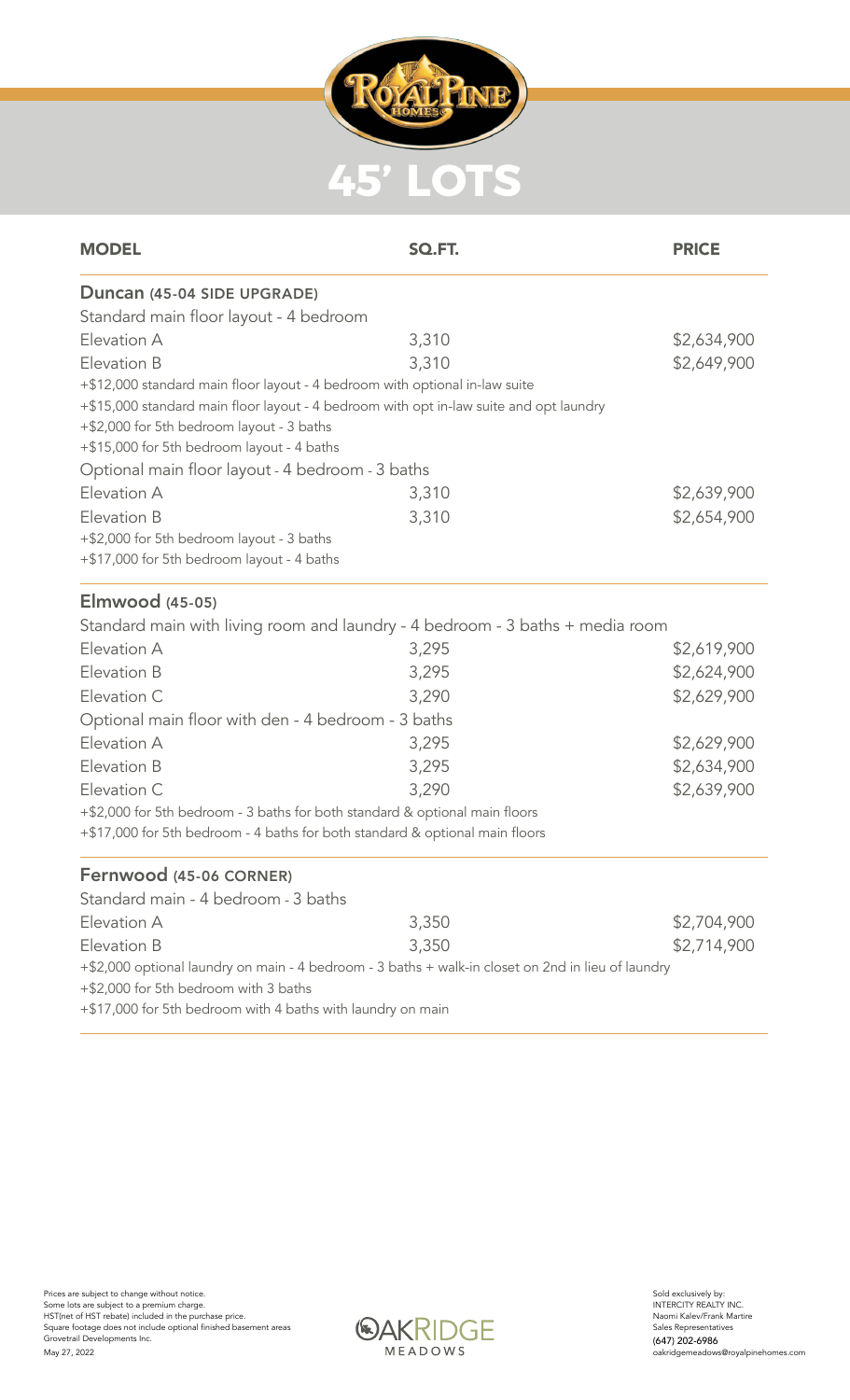# 45' LOTS

| MODEL | SQ.FT. | PRICE |
|---|---|---|
| **Duncan (45-04 SIDE UPGRADE)** | | |
| Standard main floor layout - 4 bedroom | | |
| Elevation A | 3,310 | $2,634,900 |
| Elevation B | 3,310 | $2,649,900 |
| +$12,000 standard main floor layout - 4 bedroom with optional in-law suite | | |
| +$15,000 standard main floor layout - 4 bedroom with opt in-law suite and opt laundry | | |
| +$2,000 for 5th bedroom layout - 3 baths | | |
| +$15,000 for 5th bedroom layout - 4 baths | | |
| Optional main floor layout - 4 bedroom - 3 baths | | |
| Elevation A | 3,310 | $2,639,900 |
| Elevation B | 3,310 | $2,654,900 |
| +$2,000 for 5th bedroom layout - 3 baths | | |
| +$17,000 for 5th bedroom layout - 4 baths | | |
| **Elmwood (45-05)** | | |
| Standard main with living room and laundry - 4 bedroom - 3 baths + media room | | |
| Elevation A | 3,295 | $2,619,900 |
| Elevation B | 3,295 | $2,624,900 |
| Elevation C | 3,290 | $2,629,900 |
| Optional main floor with den - 4 bedroom - 3 baths | | |
| Elevation A | 3,295 | $2,629,900 |
| Elevation B | 3,295 | $2,634,900 |
| Elevation C | 3,290 | $2,639,900 |
| +$2,000 for 5th bedroom - 3 baths for both standard & optional main floors | | |
| +$17,000 for 5th bedroom - 4 baths for both standard & optional main floors | | |
| **Fernwood (45-06 CORNER)** | | |
| Standard main - 4 bedroom - 3 baths | | |
| Elevation A | 3,350 | $2,704,900 |
| Elevation B | 3,350 | $2,714,900 |
| +$2,000 optional laundry on main - 4 bedroom - 3 baths + walk-in closet on 2nd in lieu of laundry | | |
| +$2,000 for 5th bedroom with 3 baths | | |
| +$17,000 for 5th bedroom with 4 baths with laundry on main | | |

Prices are subject to change without notice.
Some lots are subject to a premium charge.
HST(net of HST rebate) included in the purchase price.
Square footage does not include optional finished basement areas
Grovetrail Developments Inc.
May 27, 2022

OAKRIDGE MEADOWS

Sold exclusively by:
INTERCITY REALTY INC.
Naomi Kalev/Frank Martire
Sales Representatives
(647) 202-6986
oakridgemeadows@royalpinehomes.com